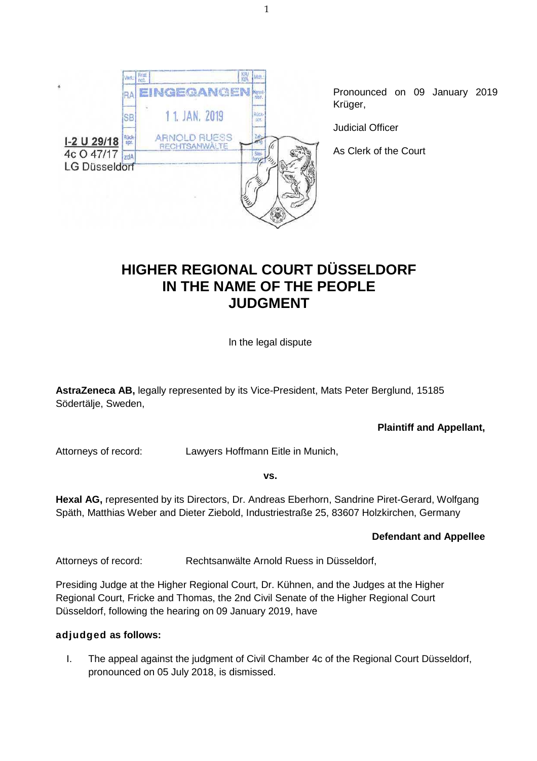EINGEGANGEN
11. JAN. 2019
ARNOLD RUESS
RECHTSANWÄLTE

I-2 U 29/18
4c O 47/17
LG Düsseldorf

Pronounced on 09 January 2019
Krüger,

Judicial Officer

As Clerk of the Court

# HIGHER REGIONAL COURT DÜSSELDORF
# IN THE NAME OF THE PEOPLE
# JUDGMENT

In the legal dispute

**AstraZeneca AB,** legally represented by its Vice-President, Mats Peter Berglund, 15185 Södertälje, Sweden,

**Plaintiff and Appellant,**

Attorneys of record: Lawyers Hoffmann Eitle in Munich,

**vs.**

**Hexal AG,** represented by its Directors, Dr. Andreas Eberhorn, Sandrine Piret-Gerard, Wolfgang Späth, Matthias Weber and Dieter Ziebold, Industriestraße 25, 83607 Holzkirchen, Germany

**Defendant and Appellee**

Attorneys of record: Rechtsanwälte Arnold Ruess in Düsseldorf,

Presiding Judge at the Higher Regional Court, Dr. Kühnen, and the Judges at the Higher Regional Court, Fricke and Thomas, the 2nd Civil Senate of the Higher Regional Court Düsseldorf, following the hearing on 09 January 2019, have

**adjudged as follows:**

I. The appeal against the judgment of Civil Chamber 4c of the Regional Court Düsseldorf, pronounced on 05 July 2018, is dismissed.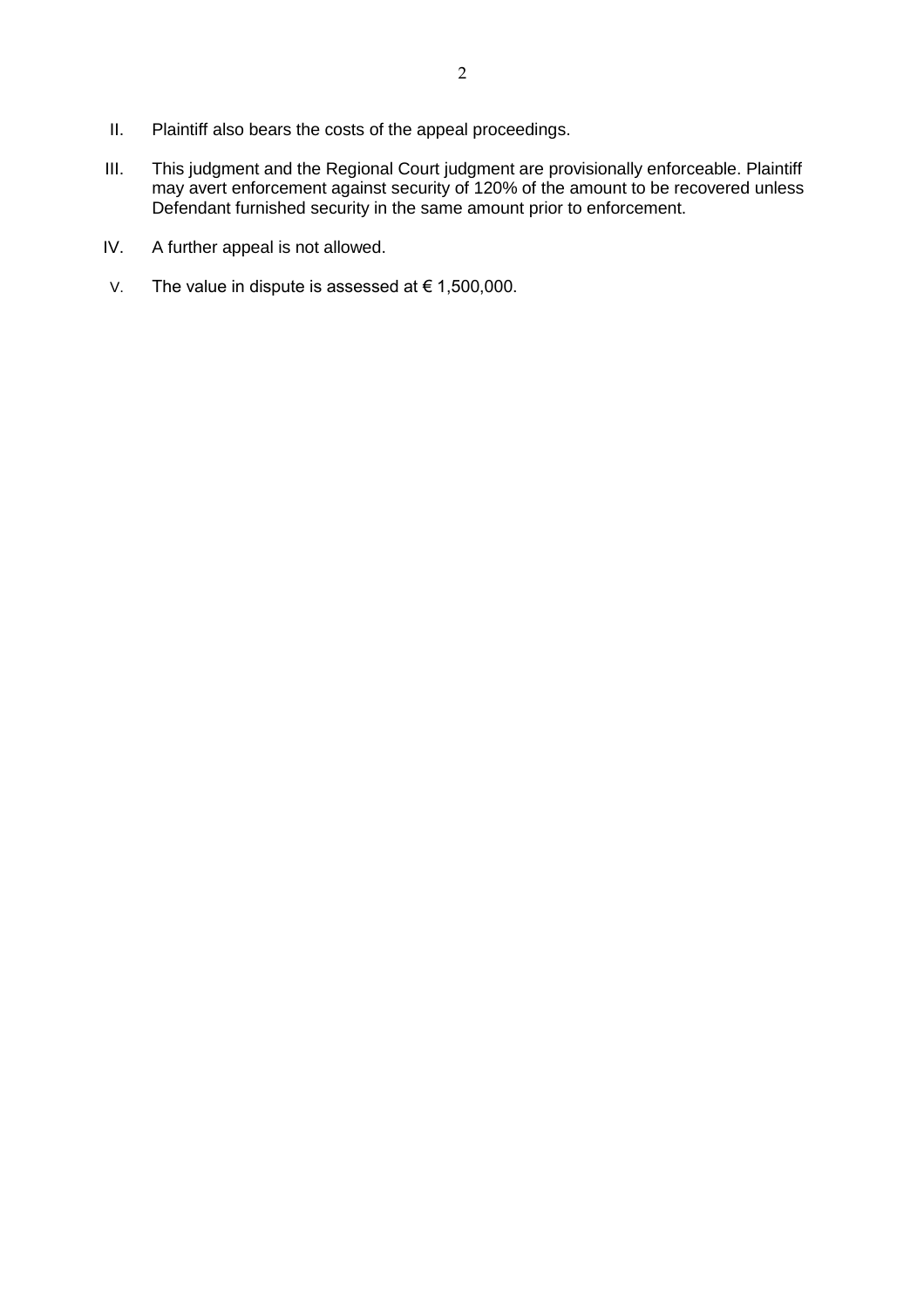II. Plaintiff also bears the costs of the appeal proceedings.

III. This judgment and the Regional Court judgment are provisionally enforceable. Plaintiff may avert enforcement against security of 120% of the amount to be recovered unless Defendant furnished security in the same amount prior to enforcement.

IV. A further appeal is not allowed.

V. The value in dispute is assessed at € 1,500,000.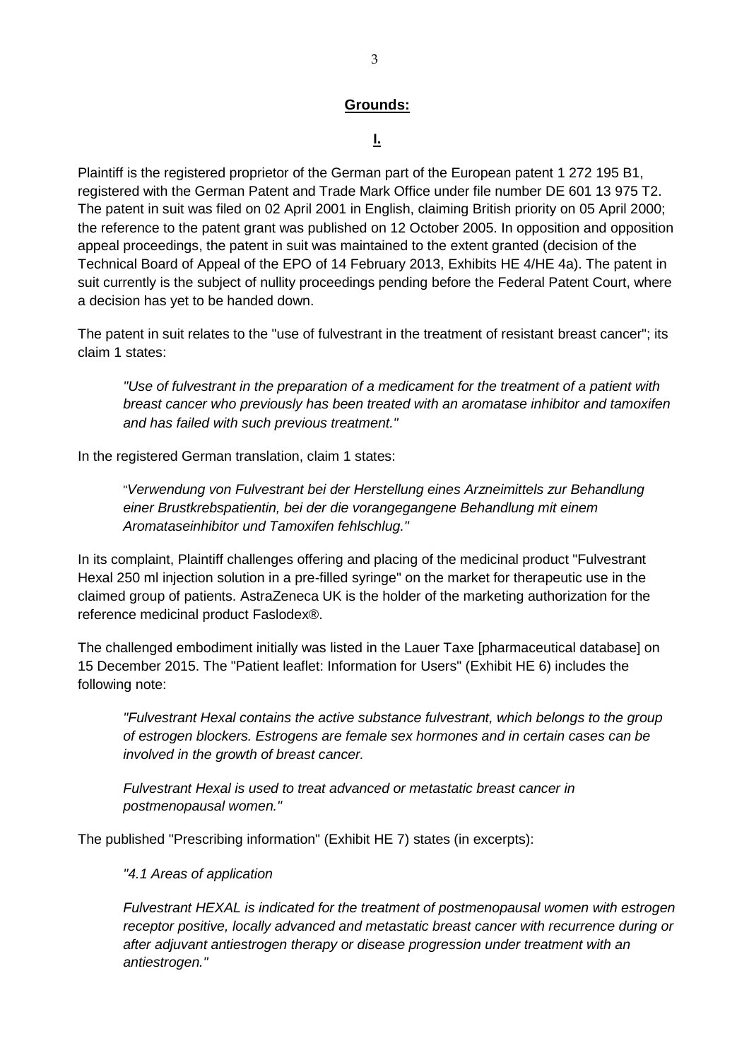**Grounds:**

**I.**

Plaintiff is the registered proprietor of the German part of the European patent 1 272 195 B1, registered with the German Patent and Trade Mark Office under file number DE 601 13 975 T2. The patent in suit was filed on 02 April 2001 in English, claiming British priority on 05 April 2000; the reference to the patent grant was published on 12 October 2005. In opposition and opposition appeal proceedings, the patent in suit was maintained to the extent granted (decision of the Technical Board of Appeal of the EPO of 14 February 2013, Exhibits HE 4/HE 4a). The patent in suit currently is the subject of nullity proceedings pending before the Federal Patent Court, where a decision has yet to be handed down.

The patent in suit relates to the "use of fulvestrant in the treatment of resistant breast cancer"; its claim 1 states:

> *"Use of fulvestrant in the preparation of a medicament for the treatment of a patient with breast cancer who previously has been treated with an aromatase inhibitor and tamoxifen and has failed with such previous treatment."*

In the registered German translation, claim 1 states:

> "*Verwendung von Fulvestrant bei der Herstellung eines Arzneimittels zur Behandlung einer Brustkrebspatientin, bei der die vorangegangene Behandlung mit einem Aromataseinhibitor und Tamoxifen fehlschlug."*

In its complaint, Plaintiff challenges offering and placing of the medicinal product "Fulvestrant Hexal 250 ml injection solution in a pre-filled syringe" on the market for therapeutic use in the claimed group of patients. AstraZeneca UK is the holder of the marketing authorization for the reference medicinal product Faslodex®.

The challenged embodiment initially was listed in the Lauer Taxe [pharmaceutical database] on 15 December 2015. The "Patient leaflet: Information for Users" (Exhibit HE 6) includes the following note:

> *"Fulvestrant Hexal contains the active substance fulvestrant, which belongs to the group of estrogen blockers. Estrogens are female sex hormones and in certain cases can be involved in the growth of breast cancer.*
>
> *Fulvestrant Hexal is used to treat advanced or metastatic breast cancer in postmenopausal women."*

The published "Prescribing information" (Exhibit HE 7) states (in excerpts):

> *"4.1 Areas of application*
>
> *Fulvestrant HEXAL is indicated for the treatment of postmenopausal women with estrogen receptor positive, locally advanced and metastatic breast cancer with recurrence during or after adjuvant antiestrogen therapy or disease progression under treatment with an antiestrogen."*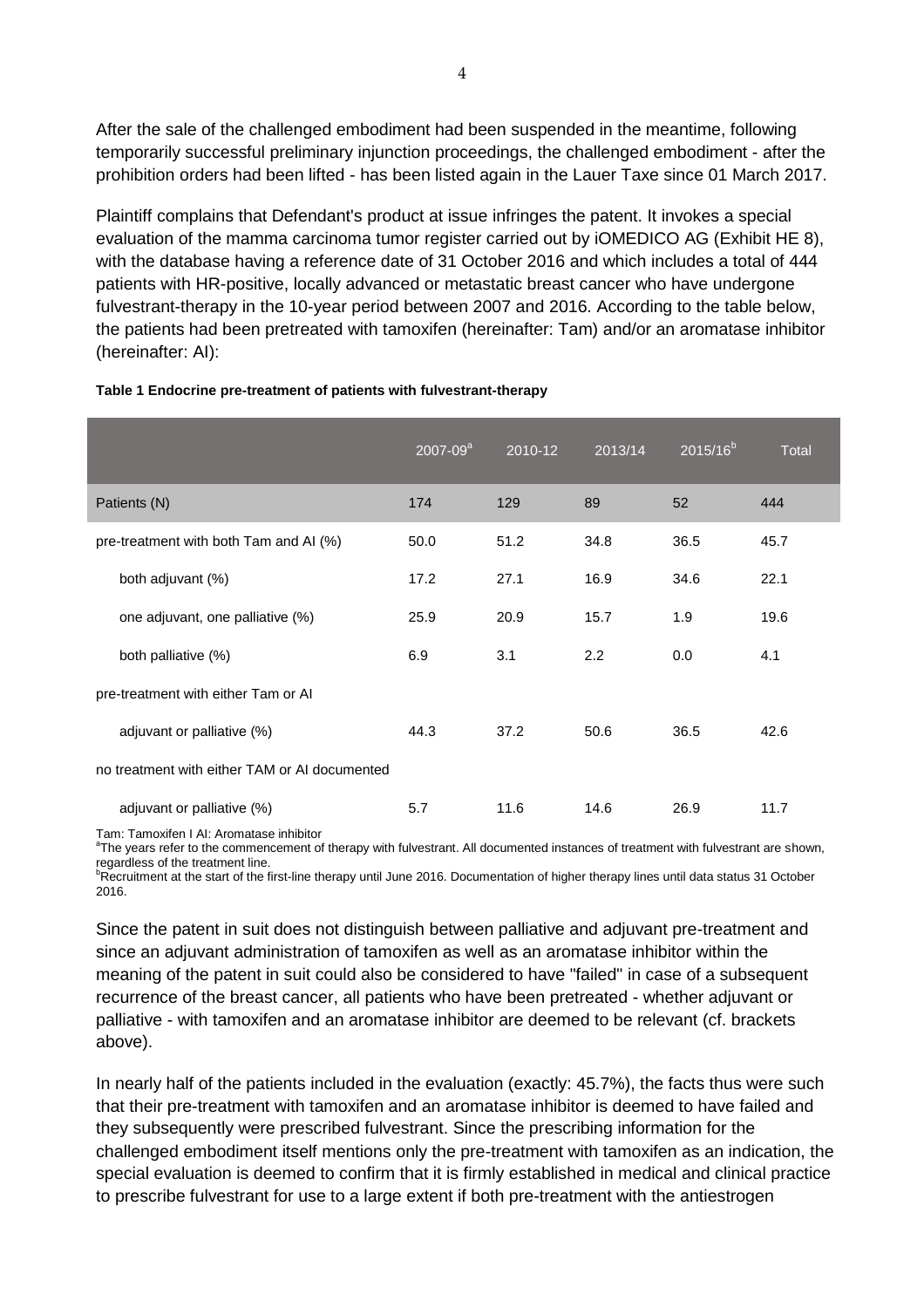After the sale of the challenged embodiment had been suspended in the meantime, following temporarily successful preliminary injunction proceedings, the challenged embodiment - after the prohibition orders had been lifted - has been listed again in the Lauer Taxe since 01 March 2017.

Plaintiff complains that Defendant's product at issue infringes the patent. It invokes a special evaluation of the mamma carcinoma tumor register carried out by iOMEDICO AG (Exhibit HE 8), with the database having a reference date of 31 October 2016 and which includes a total of 444 patients with HR-positive, locally advanced or metastatic breast cancer who have undergone fulvestrant-therapy in the 10-year period between 2007 and 2016. According to the table below, the patients had been pretreated with tamoxifen (hereinafter: Tam) and/or an aromatase inhibitor (hereinafter: AI):

**Table 1 Endocrine pre-treatment of patients with fulvestrant-therapy**

| | 2007-09[a] | 2010-12 | 2013/14 | 2015/16[b] | Total |
|---|---|---|---|---|---|
| Patients (N) | 174 | 129 | 89 | 52 | 444 |
| pre-treatment with both Tam and AI (%) | 50.0 | 51.2 | 34.8 | 36.5 | 45.7 |
| both adjuvant (%) | 17.2 | 27.1 | 16.9 | 34.6 | 22.1 |
| one adjuvant, one palliative (%) | 25.9 | 20.9 | 15.7 | 1.9 | 19.6 |
| both palliative (%) | 6.9 | 3.1 | 2.2 | 0.0 | 4.1 |
| pre-treatment with either Tam or AI | | | | | |
| adjuvant or palliative (%) | 44.3 | 37.2 | 50.6 | 36.5 | 42.6 |
| no treatment with either TAM or AI documented | | | | | |
| adjuvant or palliative (%) | 5.7 | 11.6 | 14.6 | 26.9 | 11.7 |

Tam: Tamoxifen I AI: Aromatase inhibitor
[a]The years refer to the commencement of therapy with fulvestrant. All documented instances of treatment with fulvestrant are shown, regardless of the treatment line.
[b]Recruitment at the start of the first-line therapy until June 2016. Documentation of higher therapy lines until data status 31 October 2016.

Since the patent in suit does not distinguish between palliative and adjuvant pre-treatment and since an adjuvant administration of tamoxifen as well as an aromatase inhibitor within the meaning of the patent in suit could also be considered to have "failed" in case of a subsequent recurrence of the breast cancer, all patients who have been pretreated - whether adjuvant or palliative - with tamoxifen and an aromatase inhibitor are deemed to be relevant (cf. brackets above).

In nearly half of the patients included in the evaluation (exactly: 45.7%), the facts thus were such that their pre-treatment with tamoxifen and an aromatase inhibitor is deemed to have failed and they subsequently were prescribed fulvestrant. Since the prescribing information for the challenged embodiment itself mentions only the pre-treatment with tamoxifen as an indication, the special evaluation is deemed to confirm that it is firmly established in medical and clinical practice to prescribe fulvestrant for use to a large extent if both pre-treatment with the antiestrogen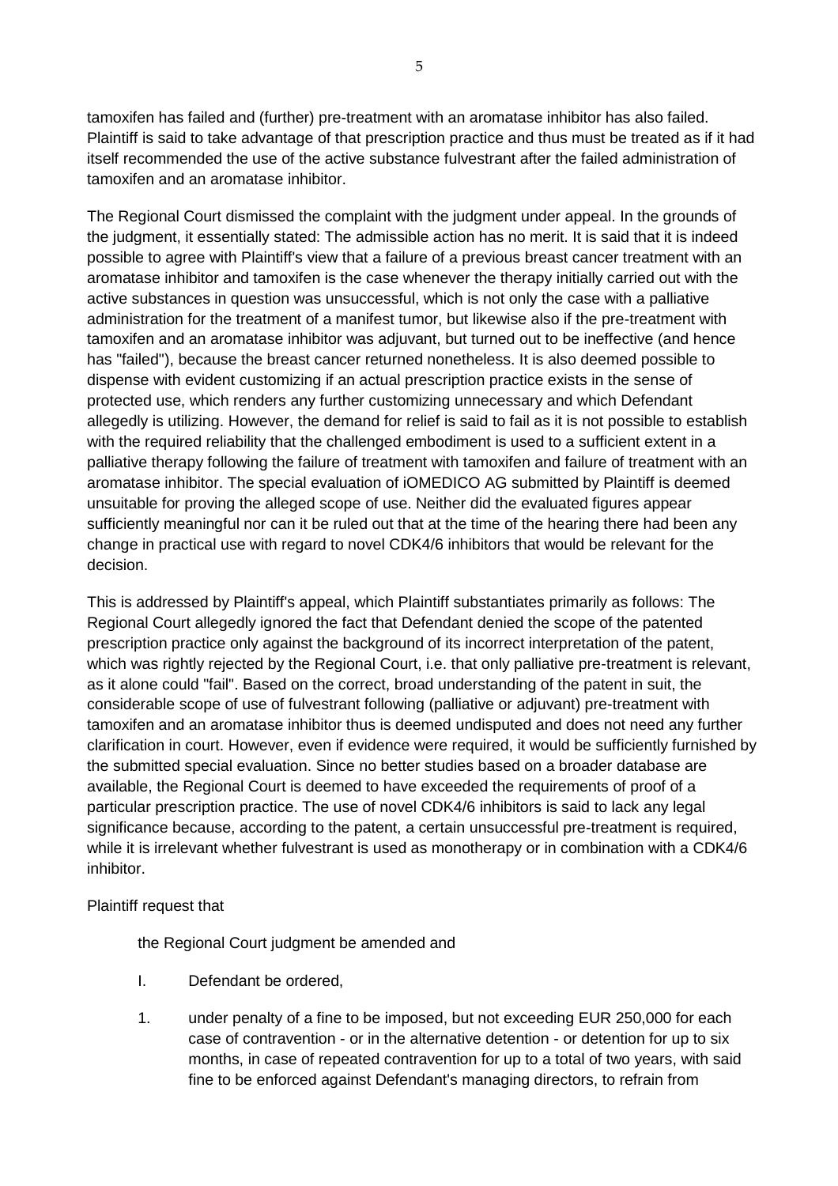tamoxifen has failed and (further) pre-treatment with an aromatase inhibitor has also failed. Plaintiff is said to take advantage of that prescription practice and thus must be treated as if it had itself recommended the use of the active substance fulvestrant after the failed administration of tamoxifen and an aromatase inhibitor.

The Regional Court dismissed the complaint with the judgment under appeal. In the grounds of the judgment, it essentially stated: The admissible action has no merit. It is said that it is indeed possible to agree with Plaintiff's view that a failure of a previous breast cancer treatment with an aromatase inhibitor and tamoxifen is the case whenever the therapy initially carried out with the active substances in question was unsuccessful, which is not only the case with a palliative administration for the treatment of a manifest tumor, but likewise also if the pre-treatment with tamoxifen and an aromatase inhibitor was adjuvant, but turned out to be ineffective (and hence has "failed"), because the breast cancer returned nonetheless. It is also deemed possible to dispense with evident customizing if an actual prescription practice exists in the sense of protected use, which renders any further customizing unnecessary and which Defendant allegedly is utilizing. However, the demand for relief is said to fail as it is not possible to establish with the required reliability that the challenged embodiment is used to a sufficient extent in a palliative therapy following the failure of treatment with tamoxifen and failure of treatment with an aromatase inhibitor. The special evaluation of iOMEDICO AG submitted by Plaintiff is deemed unsuitable for proving the alleged scope of use. Neither did the evaluated figures appear sufficiently meaningful nor can it be ruled out that at the time of the hearing there had been any change in practical use with regard to novel CDK4/6 inhibitors that would be relevant for the decision.

This is addressed by Plaintiff's appeal, which Plaintiff substantiates primarily as follows: The Regional Court allegedly ignored the fact that Defendant denied the scope of the patented prescription practice only against the background of its incorrect interpretation of the patent, which was rightly rejected by the Regional Court, i.e. that only palliative pre-treatment is relevant, as it alone could "fail". Based on the correct, broad understanding of the patent in suit, the considerable scope of use of fulvestrant following (palliative or adjuvant) pre-treatment with tamoxifen and an aromatase inhibitor thus is deemed undisputed and does not need any further clarification in court. However, even if evidence were required, it would be sufficiently furnished by the submitted special evaluation. Since no better studies based on a broader database are available, the Regional Court is deemed to have exceeded the requirements of proof of a particular prescription practice. The use of novel CDK4/6 inhibitors is said to lack any legal significance because, according to the patent, a certain unsuccessful pre-treatment is required, while it is irrelevant whether fulvestrant is used as monotherapy or in combination with a CDK4/6 inhibitor.

Plaintiff request that

the Regional Court judgment be amended and

I. Defendant be ordered,

1. under penalty of a fine to be imposed, but not exceeding EUR 250,000 for each case of contravention - or in the alternative detention - or detention for up to six months, in case of repeated contravention for up to a total of two years, with said fine to be enforced against Defendant's managing directors, to refrain from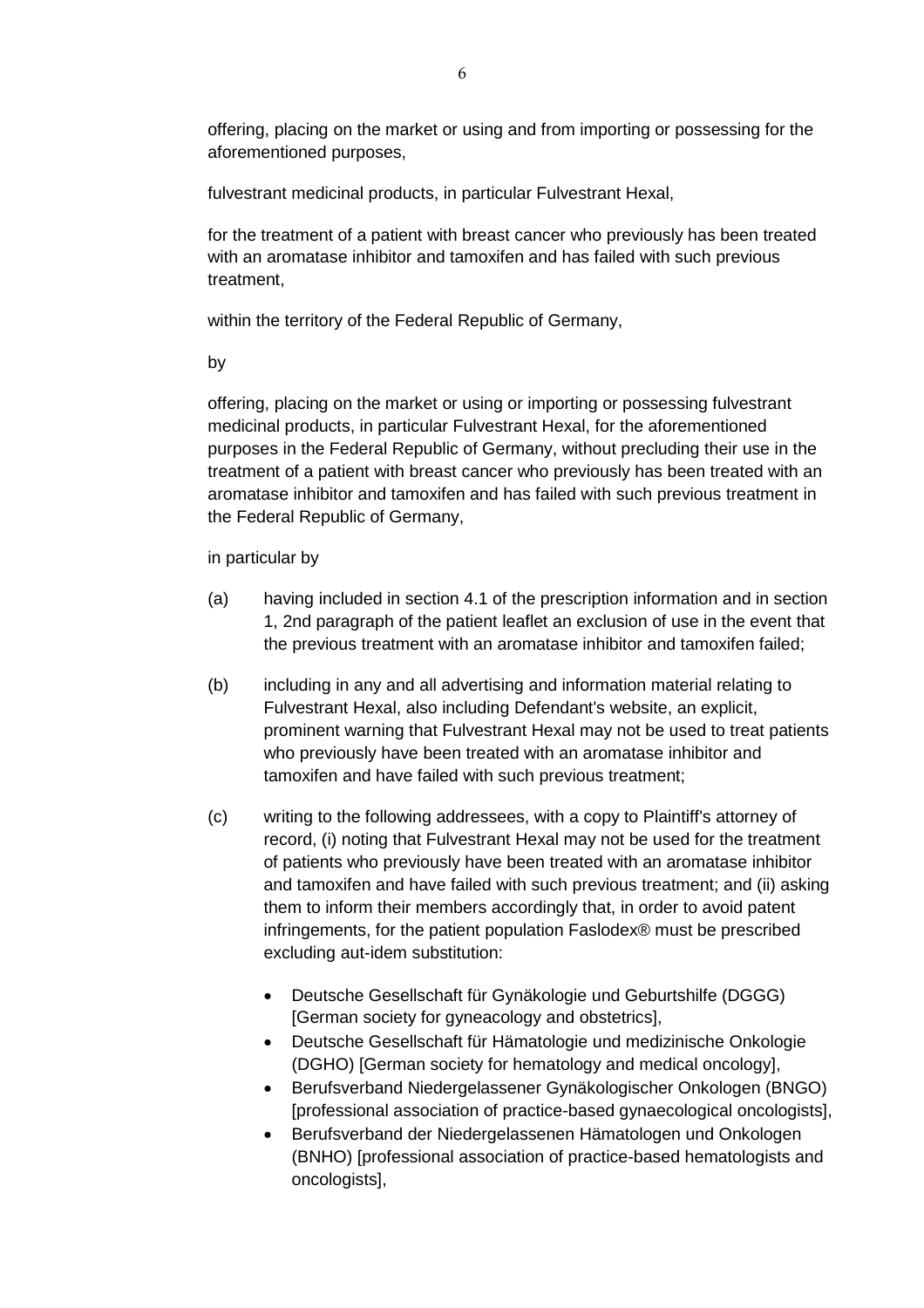offering, placing on the market or using and from importing or possessing for the aforementioned purposes,

fulvestrant medicinal products, in particular Fulvestrant Hexal,

for the treatment of a patient with breast cancer who previously has been treated with an aromatase inhibitor and tamoxifen and has failed with such previous treatment,

within the territory of the Federal Republic of Germany,

by

offering, placing on the market or using or importing or possessing fulvestrant medicinal products, in particular Fulvestrant Hexal, for the aforementioned purposes in the Federal Republic of Germany, without precluding their use in the treatment of a patient with breast cancer who previously has been treated with an aromatase inhibitor and tamoxifen and has failed with such previous treatment in the Federal Republic of Germany,

in particular by

(a) having included in section 4.1 of the prescription information and in section 1, 2nd paragraph of the patient leaflet an exclusion of use in the event that the previous treatment with an aromatase inhibitor and tamoxifen failed;

(b) including in any and all advertising and information material relating to Fulvestrant Hexal, also including Defendant's website, an explicit, prominent warning that Fulvestrant Hexal may not be used to treat patients who previously have been treated with an aromatase inhibitor and tamoxifen and have failed with such previous treatment;

(c) writing to the following addressees, with a copy to Plaintiff's attorney of record, (i) noting that Fulvestrant Hexal may not be used for the treatment of patients who previously have been treated with an aromatase inhibitor and tamoxifen and have failed with such previous treatment; and (ii) asking them to inform their members accordingly that, in order to avoid patent infringements, for the patient population Faslodex® must be prescribed excluding aut-idem substitution:

- Deutsche Gesellschaft für Gynäkologie und Geburtshilfe (DGGG) [German society for gyneacology and obstetrics],
- Deutsche Gesellschaft für Hämatologie und medizinische Onkologie (DGHO) [German society for hematology and medical oncology],
- Berufsverband Niedergelassener Gynäkologischer Onkologen (BNGO) [professional association of practice-based gynaecological oncologists],
- Berufsverband der Niedergelassenen Hämatologen und Onkologen (BNHO) [professional association of practice-based hematologists and oncologists],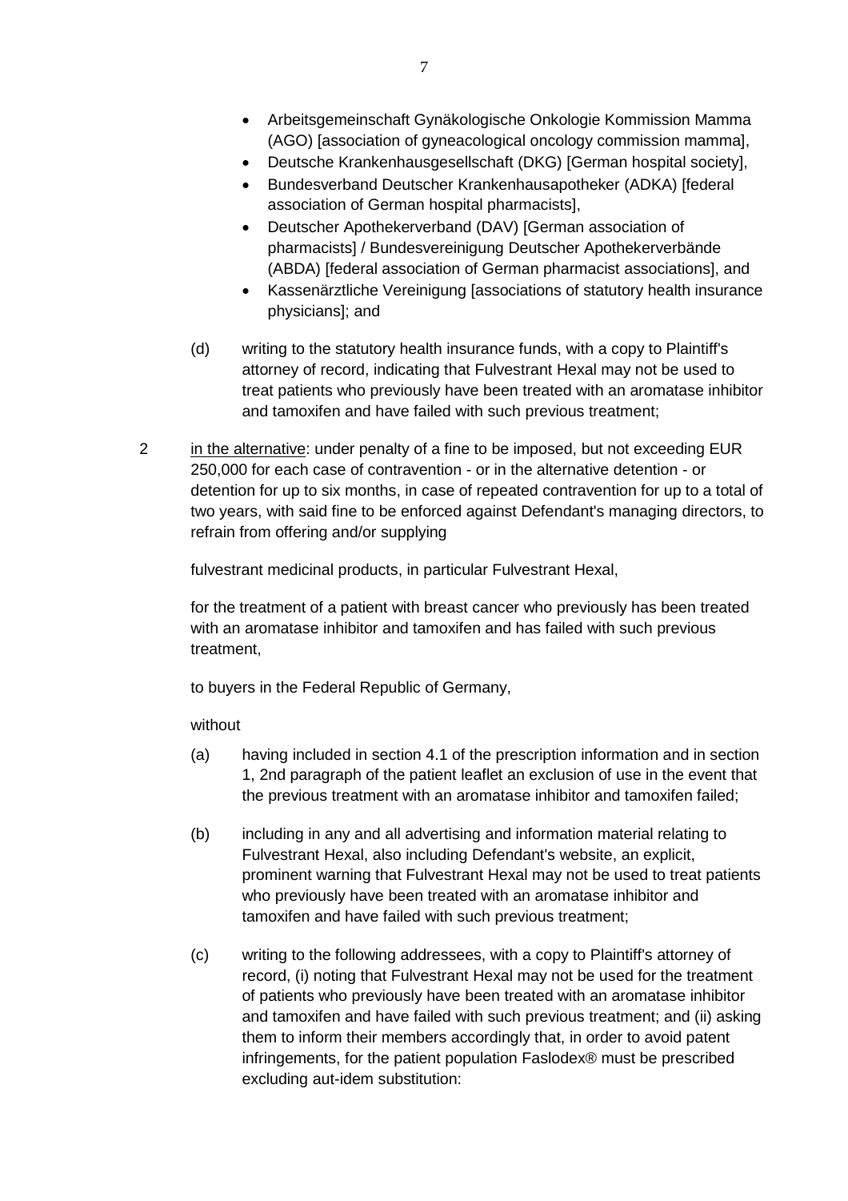- Arbeitsgemeinschaft Gynäkologische Onkologie Kommission Mamma (AGO) [association of gyneacological oncology commission mamma],
- Deutsche Krankenhausgesellschaft (DKG) [German hospital society],
- Bundesverband Deutscher Krankenhausapotheker (ADKA) [federal association of German hospital pharmacists],
- Deutscher Apothekerverband (DAV) [German association of pharmacists] / Bundesvereinigung Deutscher Apothekerverbände (ABDA) [federal association of German pharmacist associations], and
- Kassenärztliche Vereinigung [associations of statutory health insurance physicians]; and

(d) writing to the statutory health insurance funds, with a copy to Plaintiff's attorney of record, indicating that Fulvestrant Hexal may not be used to treat patients who previously have been treated with an aromatase inhibitor and tamoxifen and have failed with such previous treatment;

2 in the alternative: under penalty of a fine to be imposed, but not exceeding EUR 250,000 for each case of contravention - or in the alternative detention - or detention for up to six months, in case of repeated contravention for up to a total of two years, with said fine to be enforced against Defendant's managing directors, to refrain from offering and/or supplying

fulvestrant medicinal products, in particular Fulvestrant Hexal,

for the treatment of a patient with breast cancer who previously has been treated with an aromatase inhibitor and tamoxifen and has failed with such previous treatment,

to buyers in the Federal Republic of Germany,

without

(a) having included in section 4.1 of the prescription information and in section 1, 2nd paragraph of the patient leaflet an exclusion of use in the event that the previous treatment with an aromatase inhibitor and tamoxifen failed;

(b) including in any and all advertising and information material relating to Fulvestrant Hexal, also including Defendant's website, an explicit, prominent warning that Fulvestrant Hexal may not be used to treat patients who previously have been treated with an aromatase inhibitor and tamoxifen and have failed with such previous treatment;

(c) writing to the following addressees, with a copy to Plaintiff's attorney of record, (i) noting that Fulvestrant Hexal may not be used for the treatment of patients who previously have been treated with an aromatase inhibitor and tamoxifen and have failed with such previous treatment; and (ii) asking them to inform their members accordingly that, in order to avoid patent infringements, for the patient population Faslodex® must be prescribed excluding aut-idem substitution: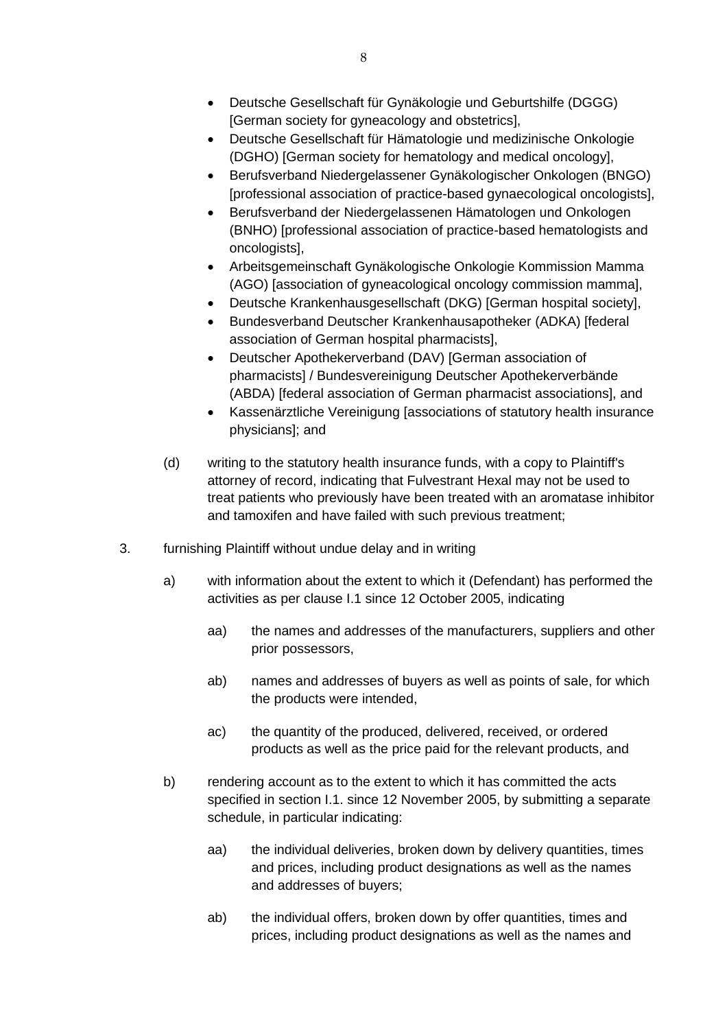- Deutsche Gesellschaft für Gynäkologie und Geburtshilfe (DGGG) [German society for gyneacology and obstetrics],
- Deutsche Gesellschaft für Hämatologie und medizinische Onkologie (DGHO) [German society for hematology and medical oncology],
- Berufsverband Niedergelassener Gynäkologischer Onkologen (BNGO) [professional association of practice-based gynaecological oncologists],
- Berufsverband der Niedergelassenen Hämatologen und Onkologen (BNHO) [professional association of practice-based hematologists and oncologists],
- Arbeitsgemeinschaft Gynäkologische Onkologie Kommission Mamma (AGO) [association of gyneacological oncology commission mamma],
- Deutsche Krankenhausgesellschaft (DKG) [German hospital society],
- Bundesverband Deutscher Krankenhausapotheker (ADKA) [federal association of German hospital pharmacists],
- Deutscher Apothekerverband (DAV) [German association of pharmacists] / Bundesvereinigung Deutscher Apothekerverbände (ABDA) [federal association of German pharmacist associations], and
- Kassenärztliche Vereinigung [associations of statutory health insurance physicians]; and

(d) writing to the statutory health insurance funds, with a copy to Plaintiff's attorney of record, indicating that Fulvestrant Hexal may not be used to treat patients who previously have been treated with an aromatase inhibitor and tamoxifen and have failed with such previous treatment;

3. furnishing Plaintiff without undue delay and in writing

   a) with information about the extent to which it (Defendant) has performed the activities as per clause I.1 since 12 October 2005, indicating

      aa) the names and addresses of the manufacturers, suppliers and other prior possessors,

      ab) names and addresses of buyers as well as points of sale, for which the products were intended,

      ac) the quantity of the produced, delivered, received, or ordered products as well as the price paid for the relevant products, and

   b) rendering account as to the extent to which it has committed the acts specified in section I.1. since 12 November 2005, by submitting a separate schedule, in particular indicating:

      aa) the individual deliveries, broken down by delivery quantities, times and prices, including product designations as well as the names and addresses of buyers;

      ab) the individual offers, broken down by offer quantities, times and prices, including product designations as well as the names and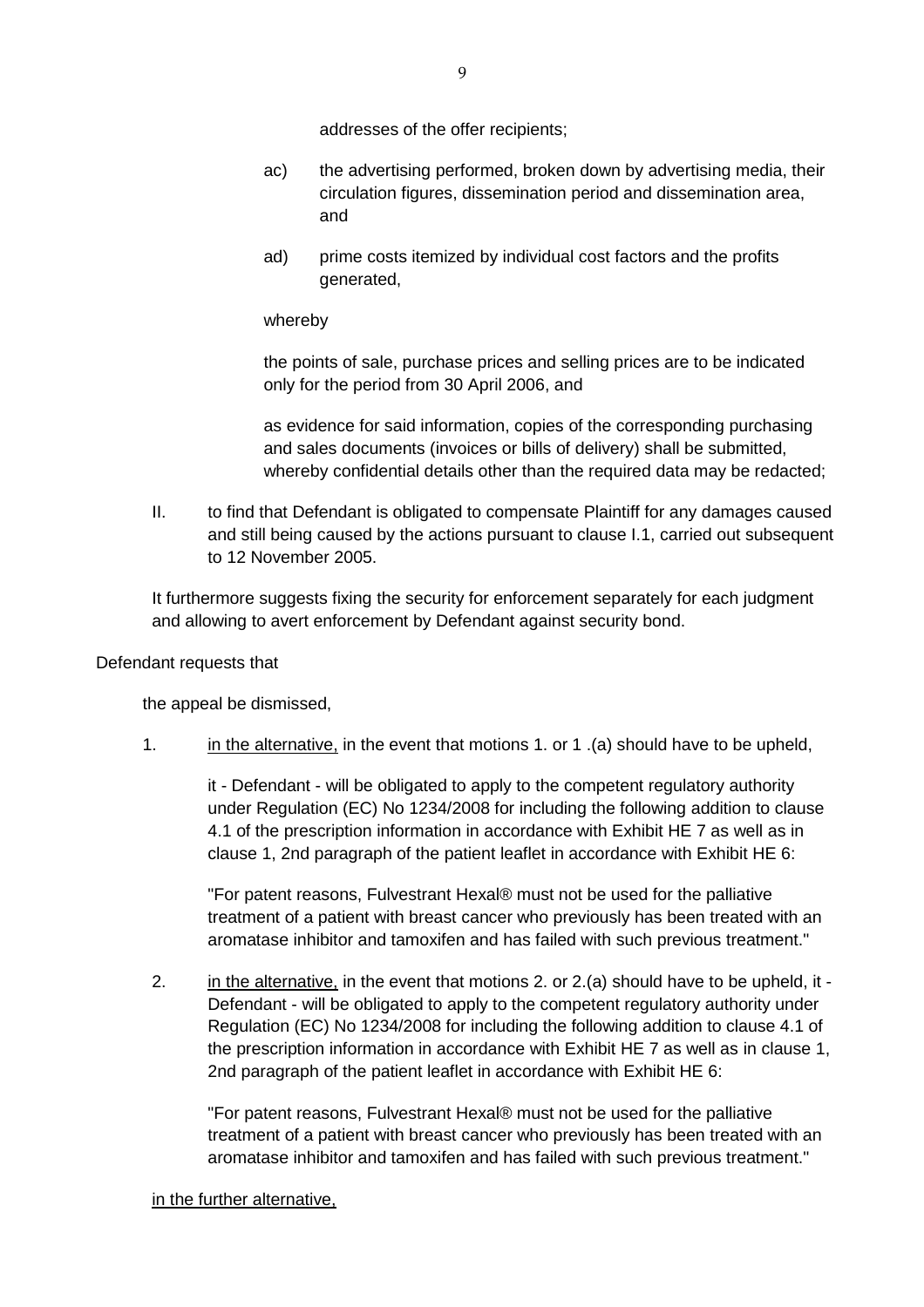addresses of the offer recipients;

ac) the advertising performed, broken down by advertising media, their circulation figures, dissemination period and dissemination area, and

ad) prime costs itemized by individual cost factors and the profits generated,

whereby

the points of sale, purchase prices and selling prices are to be indicated only for the period from 30 April 2006, and

as evidence for said information, copies of the corresponding purchasing and sales documents (invoices or bills of delivery) shall be submitted, whereby confidential details other than the required data may be redacted;

II. to find that Defendant is obligated to compensate Plaintiff for any damages caused and still being caused by the actions pursuant to clause I.1, carried out subsequent to 12 November 2005.

It furthermore suggests fixing the security for enforcement separately for each judgment and allowing to avert enforcement by Defendant against security bond.

Defendant requests that

the appeal be dismissed,

1. in the alternative, in the event that motions 1. or 1 .(a) should have to be upheld,

   it - Defendant - will be obligated to apply to the competent regulatory authority under Regulation (EC) No 1234/2008 for including the following addition to clause 4.1 of the prescription information in accordance with Exhibit HE 7 as well as in clause 1, 2nd paragraph of the patient leaflet in accordance with Exhibit HE 6:

   "For patent reasons, Fulvestrant Hexal® must not be used for the palliative treatment of a patient with breast cancer who previously has been treated with an aromatase inhibitor and tamoxifen and has failed with such previous treatment."

2. in the alternative, in the event that motions 2. or 2.(a) should have to be upheld, it - Defendant - will be obligated to apply to the competent regulatory authority under Regulation (EC) No 1234/2008 for including the following addition to clause 4.1 of the prescription information in accordance with Exhibit HE 7 as well as in clause 1, 2nd paragraph of the patient leaflet in accordance with Exhibit HE 6:

   "For patent reasons, Fulvestrant Hexal® must not be used for the palliative treatment of a patient with breast cancer who previously has been treated with an aromatase inhibitor and tamoxifen and has failed with such previous treatment."

in the further alternative,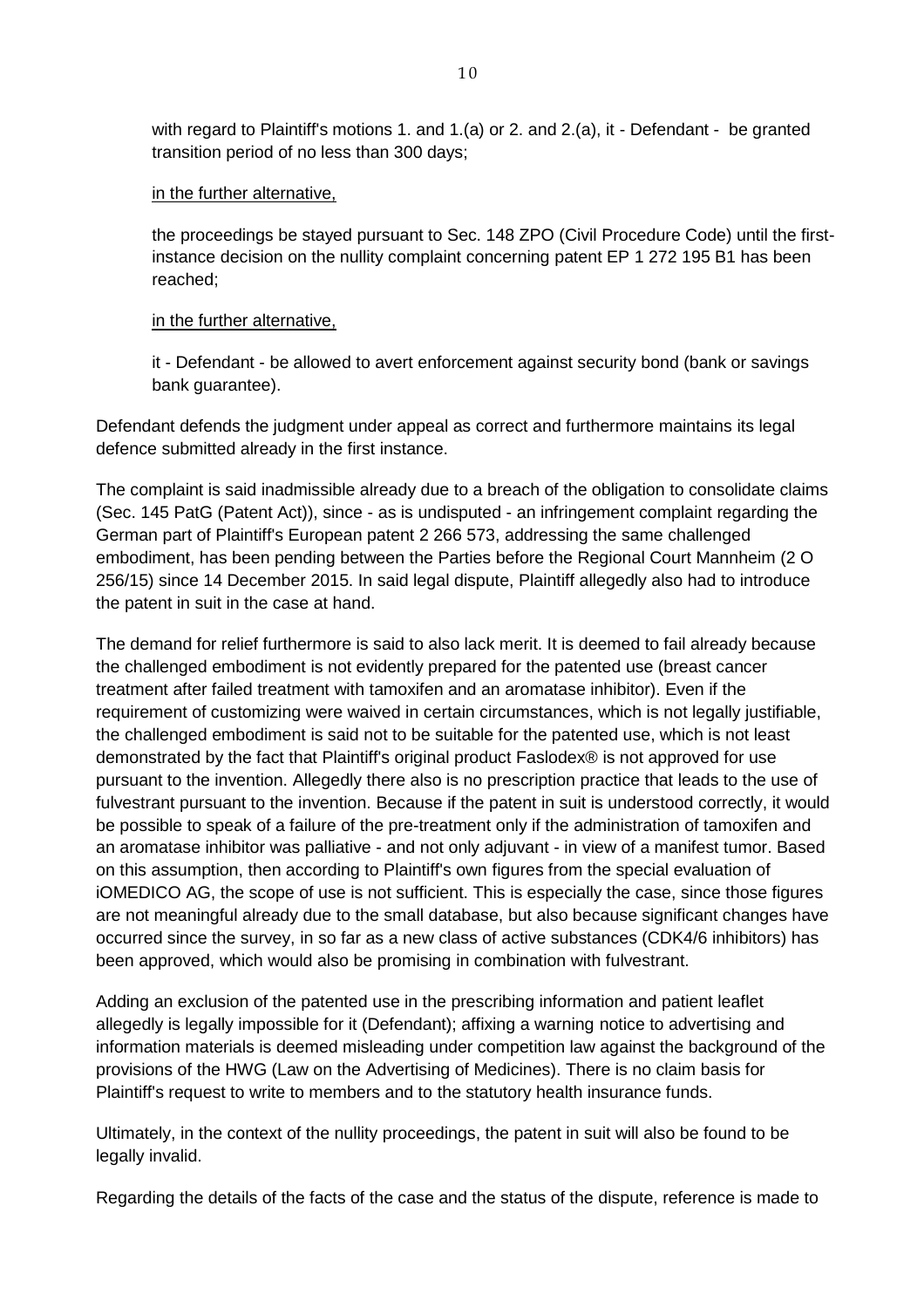with regard to Plaintiff's motions 1. and 1.(a) or 2. and 2.(a), it - Defendant - be granted transition period of no less than 300 days;

in the further alternative,

the proceedings be stayed pursuant to Sec. 148 ZPO (Civil Procedure Code) until the first-instance decision on the nullity complaint concerning patent EP 1 272 195 B1 has been reached;

in the further alternative,

it - Defendant - be allowed to avert enforcement against security bond (bank or savings bank guarantee).

Defendant defends the judgment under appeal as correct and furthermore maintains its legal defence submitted already in the first instance.

The complaint is said inadmissible already due to a breach of the obligation to consolidate claims (Sec. 145 PatG (Patent Act)), since - as is undisputed - an infringement complaint regarding the German part of Plaintiff's European patent 2 266 573, addressing the same challenged embodiment, has been pending between the Parties before the Regional Court Mannheim (2 O 256/15) since 14 December 2015. In said legal dispute, Plaintiff allegedly also had to introduce the patent in suit in the case at hand.

The demand for relief furthermore is said to also lack merit. It is deemed to fail already because the challenged embodiment is not evidently prepared for the patented use (breast cancer treatment after failed treatment with tamoxifen and an aromatase inhibitor). Even if the requirement of customizing were waived in certain circumstances, which is not legally justifiable, the challenged embodiment is said not to be suitable for the patented use, which is not least demonstrated by the fact that Plaintiff's original product Faslodex® is not approved for use pursuant to the invention. Allegedly there also is no prescription practice that leads to the use of fulvestrant pursuant to the invention. Because if the patent in suit is understood correctly, it would be possible to speak of a failure of the pre-treatment only if the administration of tamoxifen and an aromatase inhibitor was palliative - and not only adjuvant - in view of a manifest tumor. Based on this assumption, then according to Plaintiff's own figures from the special evaluation of iOMEDICO AG, the scope of use is not sufficient. This is especially the case, since those figures are not meaningful already due to the small database, but also because significant changes have occurred since the survey, in so far as a new class of active substances (CDK4/6 inhibitors) has been approved, which would also be promising in combination with fulvestrant.

Adding an exclusion of the patented use in the prescribing information and patient leaflet allegedly is legally impossible for it (Defendant); affixing a warning notice to advertising and information materials is deemed misleading under competition law against the background of the provisions of the HWG (Law on the Advertising of Medicines). There is no claim basis for Plaintiff's request to write to members and to the statutory health insurance funds.

Ultimately, in the context of the nullity proceedings, the patent in suit will also be found to be legally invalid.

Regarding the details of the facts of the case and the status of the dispute, reference is made to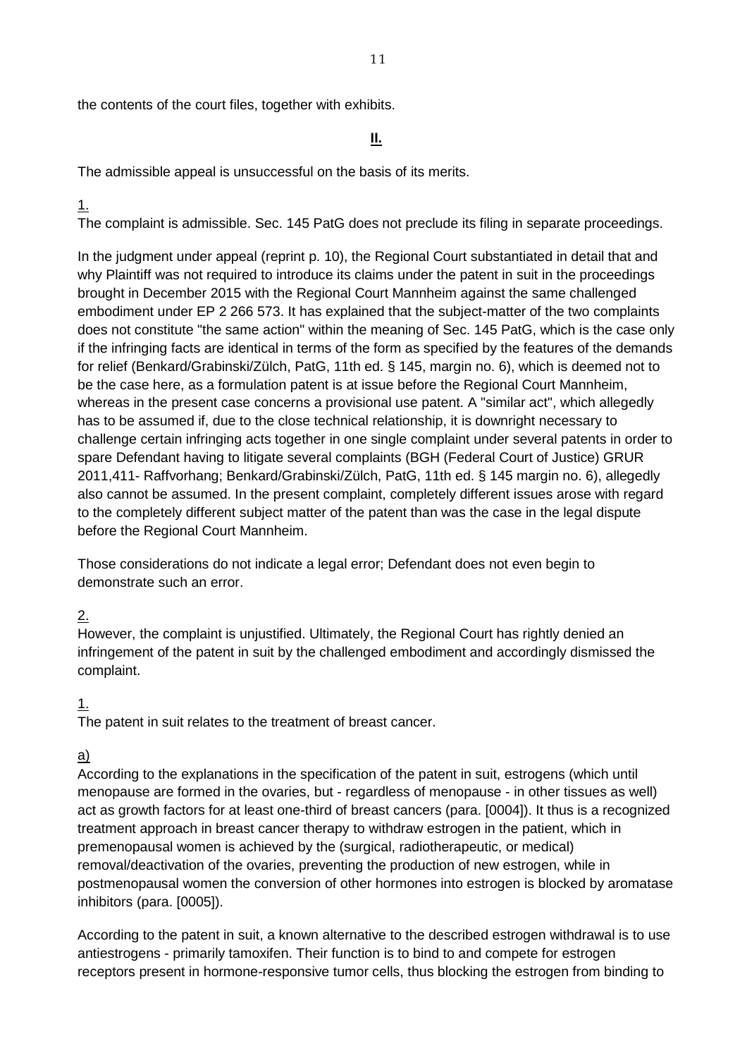the contents of the court files, together with exhibits.

**II.**

The admissible appeal is unsuccessful on the basis of its merits.

1.

The complaint is admissible. Sec. 145 PatG does not preclude its filing in separate proceedings.

In the judgment under appeal (reprint p. 10), the Regional Court substantiated in detail that and why Plaintiff was not required to introduce its claims under the patent in suit in the proceedings brought in December 2015 with the Regional Court Mannheim against the same challenged embodiment under EP 2 266 573. It has explained that the subject-matter of the two complaints does not constitute "the same action" within the meaning of Sec. 145 PatG, which is the case only if the infringing facts are identical in terms of the form as specified by the features of the demands for relief (Benkard/Grabinski/Zülch, PatG, 11th ed. § 145, margin no. 6), which is deemed not to be the case here, as a formulation patent is at issue before the Regional Court Mannheim, whereas in the present case concerns a provisional use patent. A "similar act", which allegedly has to be assumed if, due to the close technical relationship, it is downright necessary to challenge certain infringing acts together in one single complaint under several patents in order to spare Defendant having to litigate several complaints (BGH (Federal Court of Justice) GRUR 2011,411- Raffvorhang; Benkard/Grabinski/Zülch, PatG, 11th ed. § 145 margin no. 6), allegedly also cannot be assumed. In the present complaint, completely different issues arose with regard to the completely different subject matter of the patent than was the case in the legal dispute before the Regional Court Mannheim.

Those considerations do not indicate a legal error; Defendant does not even begin to demonstrate such an error.

2.

However, the complaint is unjustified. Ultimately, the Regional Court has rightly denied an infringement of the patent in suit by the challenged embodiment and accordingly dismissed the complaint.

1.

The patent in suit relates to the treatment of breast cancer.

a)

According to the explanations in the specification of the patent in suit, estrogens (which until menopause are formed in the ovaries, but - regardless of menopause - in other tissues as well) act as growth factors for at least one-third of breast cancers (para. [0004]). It thus is a recognized treatment approach in breast cancer therapy to withdraw estrogen in the patient, which in premenopausal women is achieved by the (surgical, radiotherapeutic, or medical) removal/deactivation of the ovaries, preventing the production of new estrogen, while in postmenopausal women the conversion of other hormones into estrogen is blocked by aromatase inhibitors (para. [0005]).

According to the patent in suit, a known alternative to the described estrogen withdrawal is to use antiestrogens - primarily tamoxifen. Their function is to bind to and compete for estrogen receptors present in hormone-responsive tumor cells, thus blocking the estrogen from binding to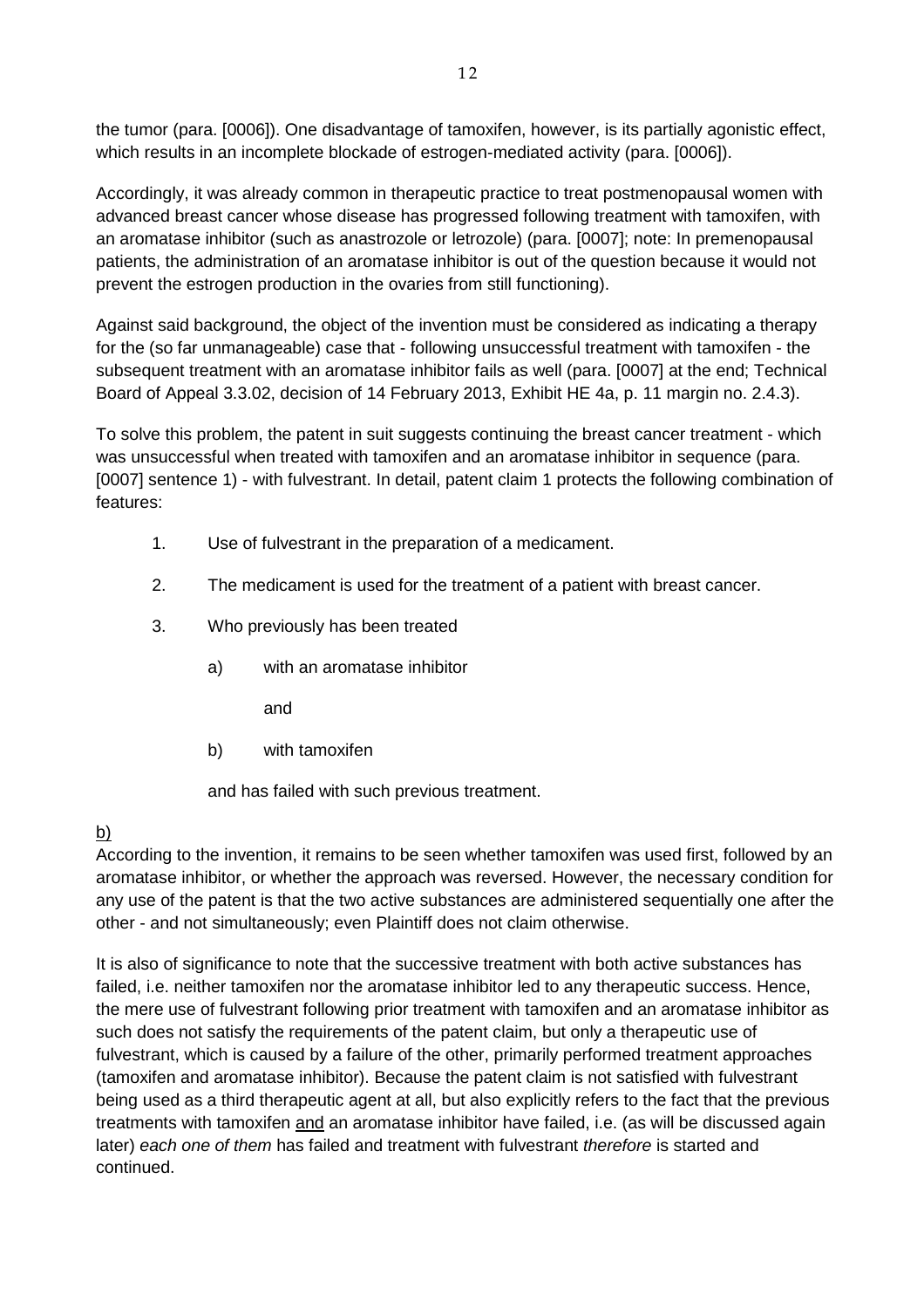the tumor (para. [0006]). One disadvantage of tamoxifen, however, is its partially agonistic effect, which results in an incomplete blockade of estrogen-mediated activity (para. [0006]).

Accordingly, it was already common in therapeutic practice to treat postmenopausal women with advanced breast cancer whose disease has progressed following treatment with tamoxifen, with an aromatase inhibitor (such as anastrozole or letrozole) (para. [0007]; note: In premenopausal patients, the administration of an aromatase inhibitor is out of the question because it would not prevent the estrogen production in the ovaries from still functioning).

Against said background, the object of the invention must be considered as indicating a therapy for the (so far unmanageable) case that - following unsuccessful treatment with tamoxifen - the subsequent treatment with an aromatase inhibitor fails as well (para. [0007] at the end; Technical Board of Appeal 3.3.02, decision of 14 February 2013, Exhibit HE 4a, p. 11 margin no. 2.4.3).

To solve this problem, the patent in suit suggests continuing the breast cancer treatment - which was unsuccessful when treated with tamoxifen and an aromatase inhibitor in sequence (para. [0007] sentence 1) - with fulvestrant. In detail, patent claim 1 protects the following combination of features:

1. Use of fulvestrant in the preparation of a medicament.

2. The medicament is used for the treatment of a patient with breast cancer.

3. Who previously has been treated

    a) with an aromatase inhibitor

        and

    b) with tamoxifen

    and has failed with such previous treatment.

<u>b)</u>

According to the invention, it remains to be seen whether tamoxifen was used first, followed by an aromatase inhibitor, or whether the approach was reversed. However, the necessary condition for any use of the patent is that the two active substances are administered sequentially one after the other - and not simultaneously; even Plaintiff does not claim otherwise.

It is also of significance to note that the successive treatment with both active substances has failed, i.e. neither tamoxifen nor the aromatase inhibitor led to any therapeutic success. Hence, the mere use of fulvestrant following prior treatment with tamoxifen and an aromatase inhibitor as such does not satisfy the requirements of the patent claim, but only a therapeutic use of fulvestrant, which is caused by a failure of the other, primarily performed treatment approaches (tamoxifen and aromatase inhibitor). Because the patent claim is not satisfied with fulvestrant being used as a third therapeutic agent at all, but also explicitly refers to the fact that the previous treatments with tamoxifen <u>and</u> an aromatase inhibitor have failed, i.e. (as will be discussed again later) *each one of them* has failed and treatment with fulvestrant *therefore* is started and continued.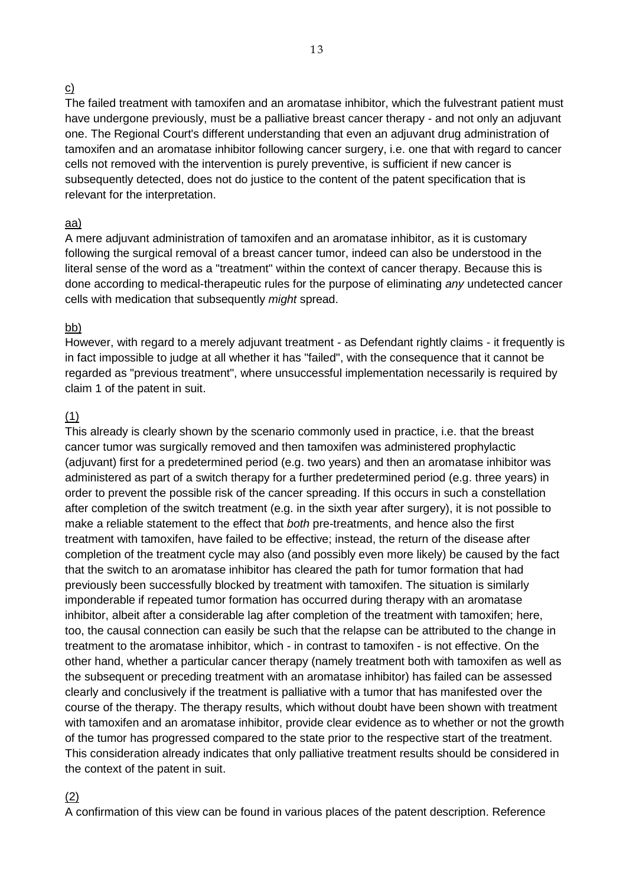c)

The failed treatment with tamoxifen and an aromatase inhibitor, which the fulvestrant patient must have undergone previously, must be a palliative breast cancer therapy - and not only an adjuvant one. The Regional Court's different understanding that even an adjuvant drug administration of tamoxifen and an aromatase inhibitor following cancer surgery, i.e. one that with regard to cancer cells not removed with the intervention is purely preventive, is sufficient if new cancer is subsequently detected, does not do justice to the content of the patent specification that is relevant for the interpretation.

aa)

A mere adjuvant administration of tamoxifen and an aromatase inhibitor, as it is customary following the surgical removal of a breast cancer tumor, indeed can also be understood in the literal sense of the word as a "treatment" within the context of cancer therapy. Because this is done according to medical-therapeutic rules for the purpose of eliminating *any* undetected cancer cells with medication that subsequently *might* spread.

bb)

However, with regard to a merely adjuvant treatment - as Defendant rightly claims - it frequently is in fact impossible to judge at all whether it has "failed", with the consequence that it cannot be regarded as "previous treatment", where unsuccessful implementation necessarily is required by claim 1 of the patent in suit.

(1)

This already is clearly shown by the scenario commonly used in practice, i.e. that the breast cancer tumor was surgically removed and then tamoxifen was administered prophylactic (adjuvant) first for a predetermined period (e.g. two years) and then an aromatase inhibitor was administered as part of a switch therapy for a further predetermined period (e.g. three years) in order to prevent the possible risk of the cancer spreading. If this occurs in such a constellation after completion of the switch treatment (e.g. in the sixth year after surgery), it is not possible to make a reliable statement to the effect that *both* pre-treatments, and hence also the first treatment with tamoxifen, have failed to be effective; instead, the return of the disease after completion of the treatment cycle may also (and possibly even more likely) be caused by the fact that the switch to an aromatase inhibitor has cleared the path for tumor formation that had previously been successfully blocked by treatment with tamoxifen. The situation is similarly imponderable if repeated tumor formation has occurred during therapy with an aromatase inhibitor, albeit after a considerable lag after completion of the treatment with tamoxifen; here, too, the causal connection can easily be such that the relapse can be attributed to the change in treatment to the aromatase inhibitor, which - in contrast to tamoxifen - is not effective. On the other hand, whether a particular cancer therapy (namely treatment both with tamoxifen as well as the subsequent or preceding treatment with an aromatase inhibitor) has failed can be assessed clearly and conclusively if the treatment is palliative with a tumor that has manifested over the course of the therapy. The therapy results, which without doubt have been shown with treatment with tamoxifen and an aromatase inhibitor, provide clear evidence as to whether or not the growth of the tumor has progressed compared to the state prior to the respective start of the treatment. This consideration already indicates that only palliative treatment results should be considered in the context of the patent in suit.

(2)

A confirmation of this view can be found in various places of the patent description. Reference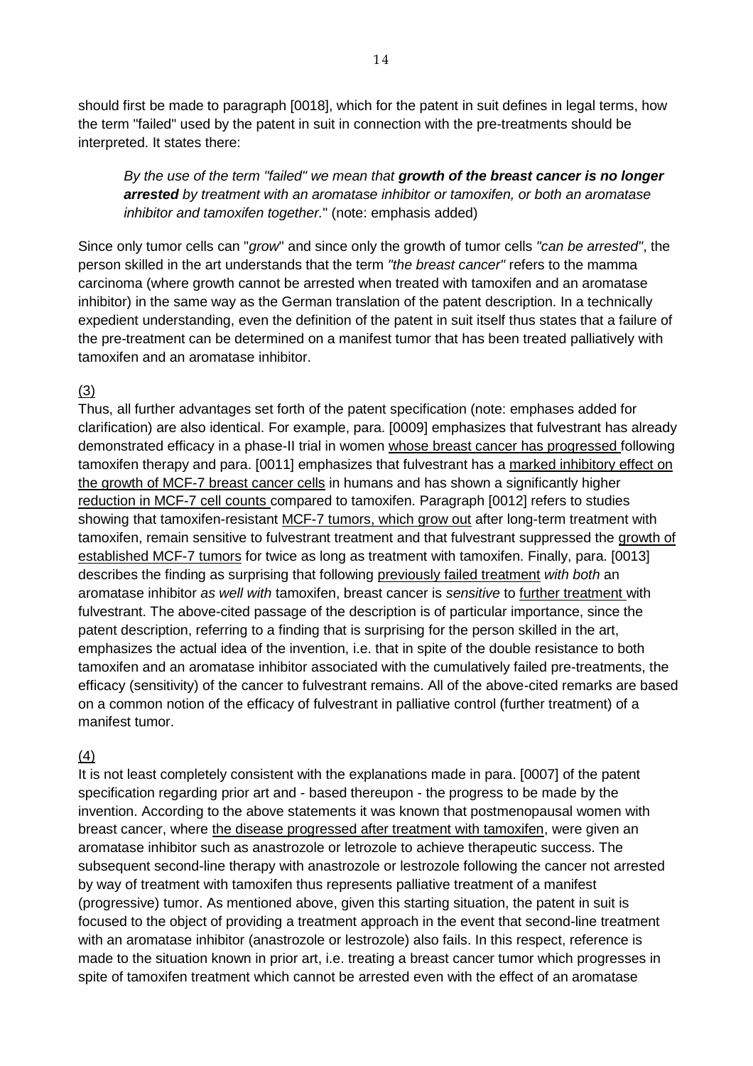should first be made to paragraph [0018], which for the patent in suit defines in legal terms, how the term "failed" used by the patent in suit in connection with the pre-treatments should be interpreted. It states there:

> *By the use of the term "failed" we mean that **growth of the breast cancer is no longer arrested** by treatment with an aromatase inhibitor or tamoxifen, or both an aromatase inhibitor and tamoxifen together.*" (note: emphasis added)

Since only tumor cells can "*grow*" and since only the growth of tumor cells *"can be arrested"*, the person skilled in the art understands that the term *"the breast cancer"* refers to the mamma carcinoma (where growth cannot be arrested when treated with tamoxifen and an aromatase inhibitor) in the same way as the German translation of the patent description. In a technically expedient understanding, even the definition of the patent in suit itself thus states that a failure of the pre-treatment can be determined on a manifest tumor that has been treated palliatively with tamoxifen and an aromatase inhibitor.

<u>(3)</u>

Thus, all further advantages set forth of the patent specification (note: emphases added for clarification) are also identical. For example, para. [0009] emphasizes that fulvestrant has already demonstrated efficacy in a phase-II trial in women <u>whose breast cancer has progressed</u> following tamoxifen therapy and para. [0011] emphasizes that fulvestrant has a <u>marked inhibitory effect on the growth of MCF-7 breast cancer cells</u> in humans and has shown a significantly higher <u>reduction in MCF-7 cell counts</u> compared to tamoxifen. Paragraph [0012] refers to studies showing that tamoxifen-resistant <u>MCF-7 tumors, which grow out</u> after long-term treatment with tamoxifen, remain sensitive to fulvestrant treatment and that fulvestrant suppressed the <u>growth of established MCF-7 tumors</u> for twice as long as treatment with tamoxifen. Finally, para. [0013] describes the finding as surprising that following <u>previously failed treatment</u> *with both* an aromatase inhibitor *as well with* tamoxifen, breast cancer is *sensitive* to <u>further treatment</u> with fulvestrant. The above-cited passage of the description is of particular importance, since the patent description, referring to a finding that is surprising for the person skilled in the art, emphasizes the actual idea of the invention, i.e. that in spite of the double resistance to both tamoxifen and an aromatase inhibitor associated with the cumulatively failed pre-treatments, the efficacy (sensitivity) of the cancer to fulvestrant remains. All of the above-cited remarks are based on a common notion of the efficacy of fulvestrant in palliative control (further treatment) of a manifest tumor.

<u>(4)</u>

It is not least completely consistent with the explanations made in para. [0007] of the patent specification regarding prior art and - based thereupon - the progress to be made by the invention. According to the above statements it was known that postmenopausal women with breast cancer, where <u>the disease progressed after treatment with tamoxifen</u>, were given an aromatase inhibitor such as anastrozole or letrozole to achieve therapeutic success. The subsequent second-line therapy with anastrozole or lestrozole following the cancer not arrested by way of treatment with tamoxifen thus represents palliative treatment of a manifest (progressive) tumor. As mentioned above, given this starting situation, the patent in suit is focused to the object of providing a treatment approach in the event that second-line treatment with an aromatase inhibitor (anastrozole or lestrozole) also fails. In this respect, reference is made to the situation known in prior art, i.e. treating a breast cancer tumor which progresses in spite of tamoxifen treatment which cannot be arrested even with the effect of an aromatase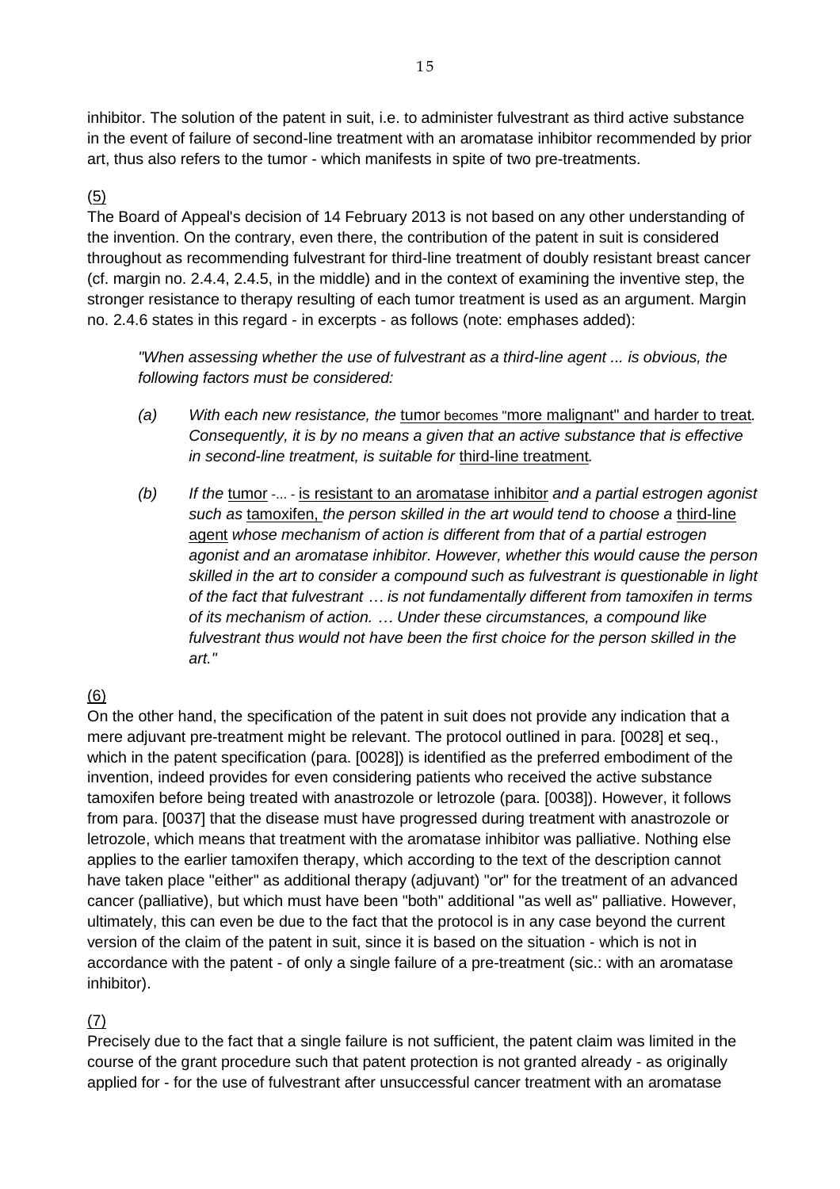inhibitor. The solution of the patent in suit, i.e. to administer fulvestrant as third active substance in the event of failure of second-line treatment with an aromatase inhibitor recommended by prior art, thus also refers to the tumor - which manifests in spite of two pre-treatments.

(5)

The Board of Appeal's decision of 14 February 2013 is not based on any other understanding of the invention. On the contrary, even there, the contribution of the patent in suit is considered throughout as recommending fulvestrant for third-line treatment of doubly resistant breast cancer (cf. margin no. 2.4.4, 2.4.5, in the middle) and in the context of examining the inventive step, the stronger resistance to therapy resulting of each tumor treatment is used as an argument. Margin no. 2.4.6 states in this regard - in excerpts - as follows (note: emphases added):

> *"When assessing whether the use of fulvestrant as a third-line agent ... is obvious, the following factors must be considered:*
>
> *(a) With each new resistance, the* tumor becomes "more malignant" and harder to treat*. Consequently, it is by no means a given that an active substance that is effective in second-line treatment, is suitable for* third-line treatment*.*
>
> *(b) If the* tumor -... - is resistant to an aromatase inhibitor *and a partial estrogen agonist such as* tamoxifen, *the person skilled in the art would tend to choose a* third-line agent *whose mechanism of action is different from that of a partial estrogen agonist and an aromatase inhibitor. However, whether this would cause the person skilled in the art to consider a compound such as fulvestrant is questionable in light of the fact that fulvestrant … is not fundamentally different from tamoxifen in terms of its mechanism of action. … Under these circumstances, a compound like fulvestrant thus would not have been the first choice for the person skilled in the art."*

(6)

On the other hand, the specification of the patent in suit does not provide any indication that a mere adjuvant pre-treatment might be relevant. The protocol outlined in para. [0028] et seq., which in the patent specification (para. [0028]) is identified as the preferred embodiment of the invention, indeed provides for even considering patients who received the active substance tamoxifen before being treated with anastrozole or letrozole (para. [0038]). However, it follows from para. [0037] that the disease must have progressed during treatment with anastrozole or letrozole, which means that treatment with the aromatase inhibitor was palliative. Nothing else applies to the earlier tamoxifen therapy, which according to the text of the description cannot have taken place "either" as additional therapy (adjuvant) "or" for the treatment of an advanced cancer (palliative), but which must have been "both" additional "as well as" palliative. However, ultimately, this can even be due to the fact that the protocol is in any case beyond the current version of the claim of the patent in suit, since it is based on the situation - which is not in accordance with the patent - of only a single failure of a pre-treatment (sic.: with an aromatase inhibitor).

(7)

Precisely due to the fact that a single failure is not sufficient, the patent claim was limited in the course of the grant procedure such that patent protection is not granted already - as originally applied for - for the use of fulvestrant after unsuccessful cancer treatment with an aromatase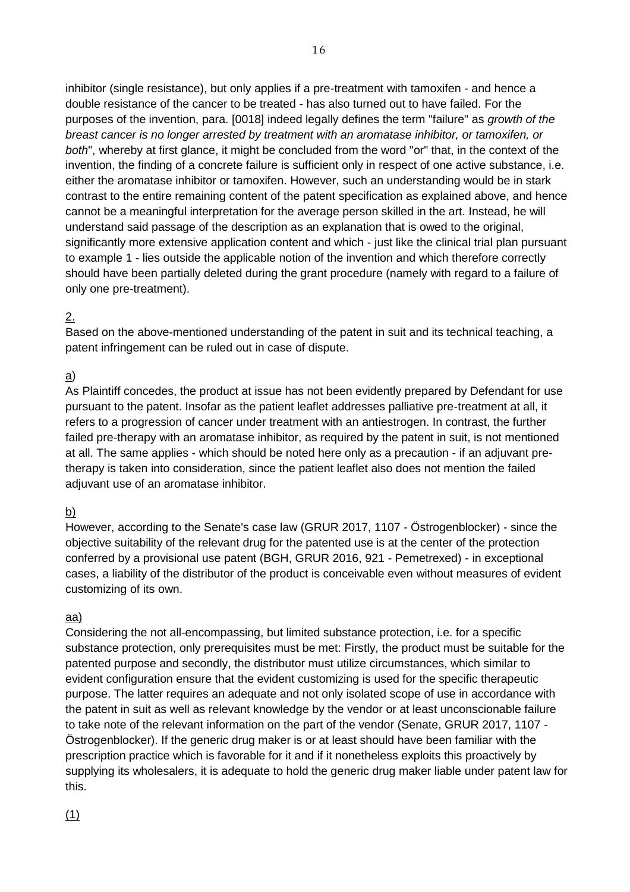inhibitor (single resistance), but only applies if a pre-treatment with tamoxifen - and hence a double resistance of the cancer to be treated - has also turned out to have failed. For the purposes of the invention, para. [0018] indeed legally defines the term "failure" as *growth of the breast cancer is no longer arrested by treatment with an aromatase inhibitor, or tamoxifen, or both*", whereby at first glance, it might be concluded from the word "or" that, in the context of the invention, the finding of a concrete failure is sufficient only in respect of one active substance, i.e. either the aromatase inhibitor or tamoxifen. However, such an understanding would be in stark contrast to the entire remaining content of the patent specification as explained above, and hence cannot be a meaningful interpretation for the average person skilled in the art. Instead, he will understand said passage of the description as an explanation that is owed to the original, significantly more extensive application content and which - just like the clinical trial plan pursuant to example 1 - lies outside the applicable notion of the invention and which therefore correctly should have been partially deleted during the grant procedure (namely with regard to a failure of only one pre-treatment).

<u>2.</u>

Based on the above-mentioned understanding of the patent in suit and its technical teaching, a patent infringement can be ruled out in case of dispute.

<u>a)</u>

As Plaintiff concedes, the product at issue has not been evidently prepared by Defendant for use pursuant to the patent. Insofar as the patient leaflet addresses palliative pre-treatment at all, it refers to a progression of cancer under treatment with an antiestrogen. In contrast, the further failed pre-therapy with an aromatase inhibitor, as required by the patent in suit, is not mentioned at all. The same applies - which should be noted here only as a precaution - if an adjuvant pre-therapy is taken into consideration, since the patient leaflet also does not mention the failed adjuvant use of an aromatase inhibitor.

<u>b)</u>

However, according to the Senate's case law (GRUR 2017, 1107 - Östrogenblocker) - since the objective suitability of the relevant drug for the patented use is at the center of the protection conferred by a provisional use patent (BGH, GRUR 2016, 921 - Pemetrexed) - in exceptional cases, a liability of the distributor of the product is conceivable even without measures of evident customizing of its own.

<u>aa)</u>

Considering the not all-encompassing, but limited substance protection, i.e. for a specific substance protection, only prerequisites must be met: Firstly, the product must be suitable for the patented purpose and secondly, the distributor must utilize circumstances, which similar to evident configuration ensure that the evident customizing is used for the specific therapeutic purpose. The latter requires an adequate and not only isolated scope of use in accordance with the patent in suit as well as relevant knowledge by the vendor or at least unconscionable failure to take note of the relevant information on the part of the vendor (Senate, GRUR 2017, 1107 - Östrogenblocker). If the generic drug maker is or at least should have been familiar with the prescription practice which is favorable for it and if it nonetheless exploits this proactively by supplying its wholesalers, it is adequate to hold the generic drug maker liable under patent law for this.

<u>(1)</u>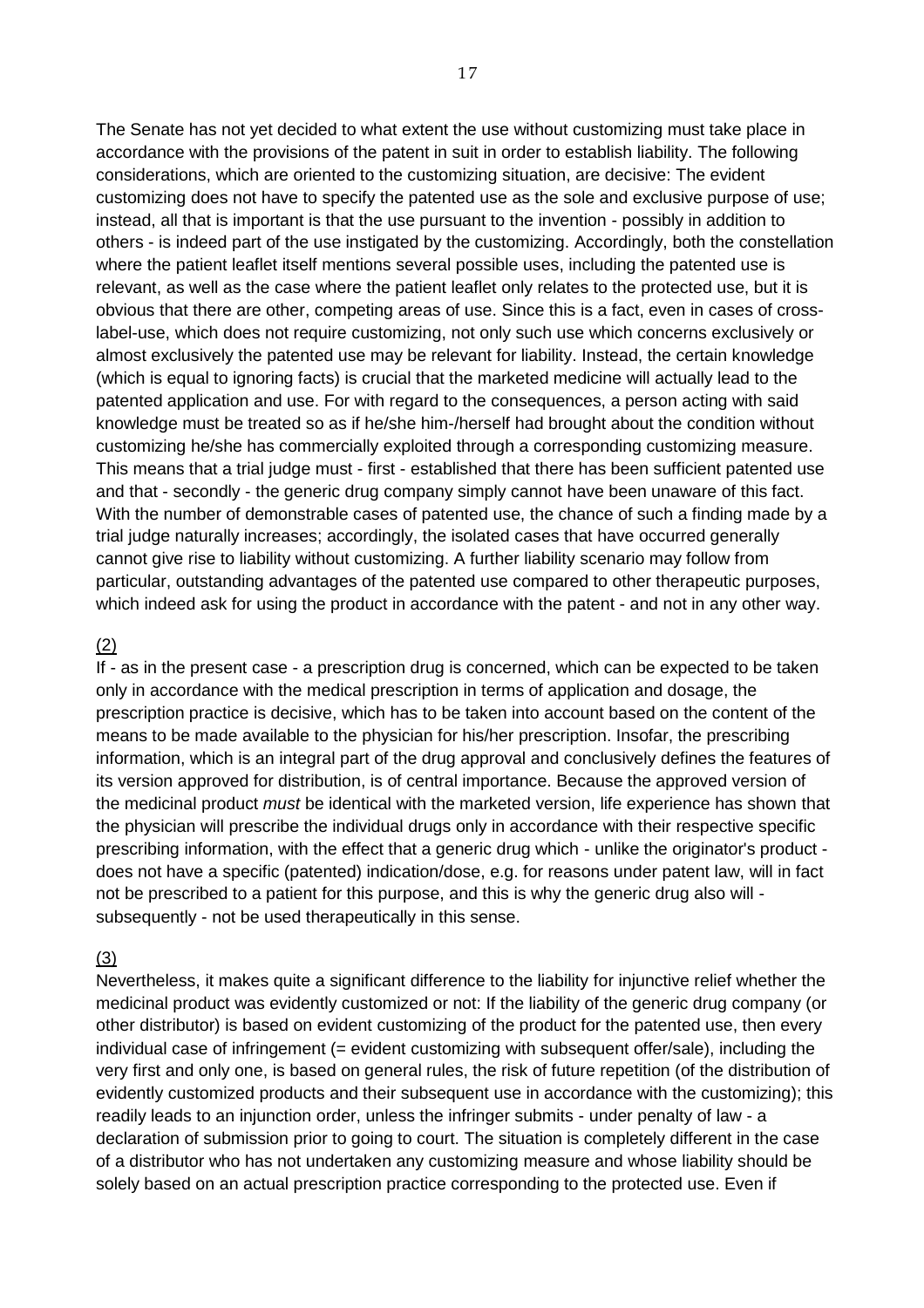The Senate has not yet decided to what extent the use without customizing must take place in accordance with the provisions of the patent in suit in order to establish liability. The following considerations, which are oriented to the customizing situation, are decisive: The evident customizing does not have to specify the patented use as the sole and exclusive purpose of use; instead, all that is important is that the use pursuant to the invention - possibly in addition to others - is indeed part of the use instigated by the customizing. Accordingly, both the constellation where the patient leaflet itself mentions several possible uses, including the patented use is relevant, as well as the case where the patient leaflet only relates to the protected use, but it is obvious that there are other, competing areas of use. Since this is a fact, even in cases of cross-label-use, which does not require customizing, not only such use which concerns exclusively or almost exclusively the patented use may be relevant for liability. Instead, the certain knowledge (which is equal to ignoring facts) is crucial that the marketed medicine will actually lead to the patented application and use. For with regard to the consequences, a person acting with said knowledge must be treated so as if he/she him-/herself had brought about the condition without customizing he/she has commercially exploited through a corresponding customizing measure. This means that a trial judge must - first - established that there has been sufficient patented use and that - secondly - the generic drug company simply cannot have been unaware of this fact. With the number of demonstrable cases of patented use, the chance of such a finding made by a trial judge naturally increases; accordingly, the isolated cases that have occurred generally cannot give rise to liability without customizing. A further liability scenario may follow from particular, outstanding advantages of the patented use compared to other therapeutic purposes, which indeed ask for using the product in accordance with the patent - and not in any other way.

(2)

If - as in the present case - a prescription drug is concerned, which can be expected to be taken only in accordance with the medical prescription in terms of application and dosage, the prescription practice is decisive, which has to be taken into account based on the content of the means to be made available to the physician for his/her prescription. Insofar, the prescribing information, which is an integral part of the drug approval and conclusively defines the features of its version approved for distribution, is of central importance. Because the approved version of the medicinal product *must* be identical with the marketed version, life experience has shown that the physician will prescribe the individual drugs only in accordance with their respective specific prescribing information, with the effect that a generic drug which - unlike the originator's product - does not have a specific (patented) indication/dose, e.g. for reasons under patent law, will in fact not be prescribed to a patient for this purpose, and this is why the generic drug also will - subsequently - not be used therapeutically in this sense.

(3)

Nevertheless, it makes quite a significant difference to the liability for injunctive relief whether the medicinal product was evidently customized or not: If the liability of the generic drug company (or other distributor) is based on evident customizing of the product for the patented use, then every individual case of infringement (= evident customizing with subsequent offer/sale), including the very first and only one, is based on general rules, the risk of future repetition (of the distribution of evidently customized products and their subsequent use in accordance with the customizing); this readily leads to an injunction order, unless the infringer submits - under penalty of law - a declaration of submission prior to going to court. The situation is completely different in the case of a distributor who has not undertaken any customizing measure and whose liability should be solely based on an actual prescription practice corresponding to the protected use. Even if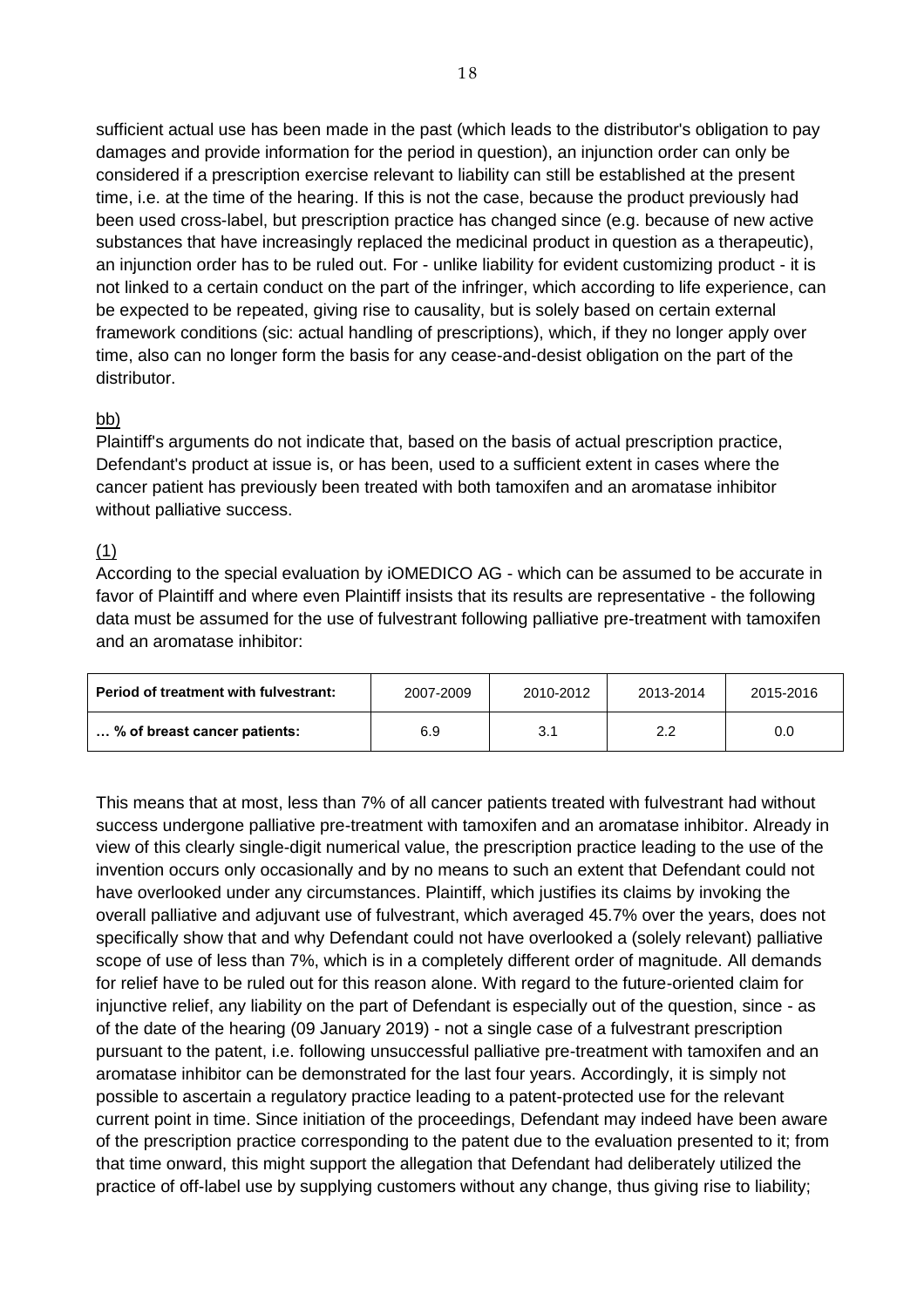sufficient actual use has been made in the past (which leads to the distributor's obligation to pay damages and provide information for the period in question), an injunction order can only be considered if a prescription exercise relevant to liability can still be established at the present time, i.e. at the time of the hearing. If this is not the case, because the product previously had been used cross-label, but prescription practice has changed since (e.g. because of new active substances that have increasingly replaced the medicinal product in question as a therapeutic), an injunction order has to be ruled out. For - unlike liability for evident customizing product - it is not linked to a certain conduct on the part of the infringer, which according to life experience, can be expected to be repeated, giving rise to causality, but is solely based on certain external framework conditions (sic: actual handling of prescriptions), which, if they no longer apply over time, also can no longer form the basis for any cease-and-desist obligation on the part of the distributor.

<u>bb)</u>

Plaintiff's arguments do not indicate that, based on the basis of actual prescription practice, Defendant's product at issue is, or has been, used to a sufficient extent in cases where the cancer patient has previously been treated with both tamoxifen and an aromatase inhibitor without palliative success.

<u>(1)</u>

According to the special evaluation by iOMEDICO AG - which can be assumed to be accurate in favor of Plaintiff and where even Plaintiff insists that its results are representative - the following data must be assumed for the use of fulvestrant following palliative pre-treatment with tamoxifen and an aromatase inhibitor:

| **Period of treatment with fulvestrant:** | 2007-2009 | 2010-2012 | 2013-2014 | 2015-2016 |
|---|---|---|---|---|
| **… % of breast cancer patients:** | 6.9 | 3.1 | 2.2 | 0.0 |

This means that at most, less than 7% of all cancer patients treated with fulvestrant had without success undergone palliative pre-treatment with tamoxifen and an aromatase inhibitor. Already in view of this clearly single-digit numerical value, the prescription practice leading to the use of the invention occurs only occasionally and by no means to such an extent that Defendant could not have overlooked under any circumstances. Plaintiff, which justifies its claims by invoking the overall palliative and adjuvant use of fulvestrant, which averaged 45.7% over the years, does not specifically show that and why Defendant could not have overlooked a (solely relevant) palliative scope of use of less than 7%, which is in a completely different order of magnitude. All demands for relief have to be ruled out for this reason alone. With regard to the future-oriented claim for injunctive relief, any liability on the part of Defendant is especially out of the question, since - as of the date of the hearing (09 January 2019) - not a single case of a fulvestrant prescription pursuant to the patent, i.e. following unsuccessful palliative pre-treatment with tamoxifen and an aromatase inhibitor can be demonstrated for the last four years. Accordingly, it is simply not possible to ascertain a regulatory practice leading to a patent-protected use for the relevant current point in time. Since initiation of the proceedings, Defendant may indeed have been aware of the prescription practice corresponding to the patent due to the evaluation presented to it; from that time onward, this might support the allegation that Defendant had deliberately utilized the practice of off-label use by supplying customers without any change, thus giving rise to liability;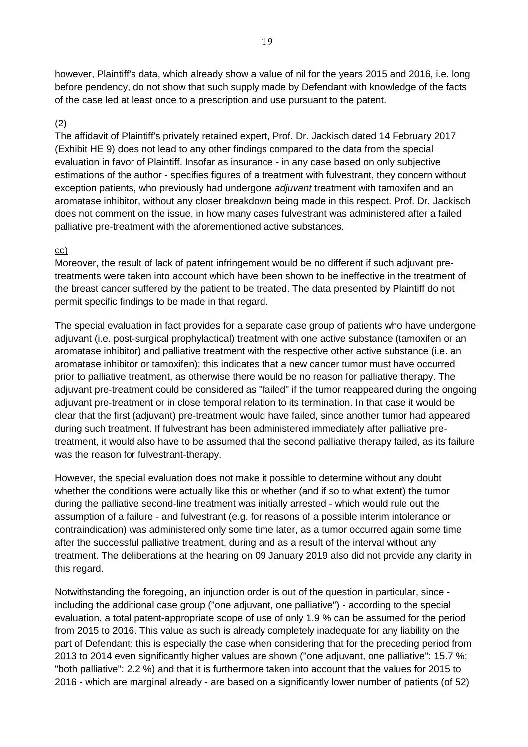however, Plaintiff's data, which already show a value of nil for the years 2015 and 2016, i.e. long before pendency, do not show that such supply made by Defendant with knowledge of the facts of the case led at least once to a prescription and use pursuant to the patent.

<u>(2)</u>

The affidavit of Plaintiff's privately retained expert, Prof. Dr. Jackisch dated 14 February 2017 (Exhibit HE 9) does not lead to any other findings compared to the data from the special evaluation in favor of Plaintiff. Insofar as insurance - in any case based on only subjective estimations of the author - specifies figures of a treatment with fulvestrant, they concern without exception patients, who previously had undergone *adjuvant* treatment with tamoxifen and an aromatase inhibitor, without any closer breakdown being made in this respect. Prof. Dr. Jackisch does not comment on the issue, in how many cases fulvestrant was administered after a failed palliative pre-treatment with the aforementioned active substances.

<u>cc)</u>

Moreover, the result of lack of patent infringement would be no different if such adjuvant pre-treatments were taken into account which have been shown to be ineffective in the treatment of the breast cancer suffered by the patient to be treated. The data presented by Plaintiff do not permit specific findings to be made in that regard.

The special evaluation in fact provides for a separate case group of patients who have undergone adjuvant (i.e. post-surgical prophylactical) treatment with one active substance (tamoxifen or an aromatase inhibitor) and palliative treatment with the respective other active substance (i.e. an aromatase inhibitor or tamoxifen); this indicates that a new cancer tumor must have occurred prior to palliative treatment, as otherwise there would be no reason for palliative therapy. The adjuvant pre-treatment could be considered as "failed" if the tumor reappeared during the ongoing adjuvant pre-treatment or in close temporal relation to its termination. In that case it would be clear that the first (adjuvant) pre-treatment would have failed, since another tumor had appeared during such treatment. If fulvestrant has been administered immediately after palliative pre-treatment, it would also have to be assumed that the second palliative therapy failed, as its failure was the reason for fulvestrant-therapy.

However, the special evaluation does not make it possible to determine without any doubt whether the conditions were actually like this or whether (and if so to what extent) the tumor during the palliative second-line treatment was initially arrested - which would rule out the assumption of a failure - and fulvestrant (e.g. for reasons of a possible interim intolerance or contraindication) was administered only some time later, as a tumor occurred again some time after the successful palliative treatment, during and as a result of the interval without any treatment. The deliberations at the hearing on 09 January 2019 also did not provide any clarity in this regard.

Notwithstanding the foregoing, an injunction order is out of the question in particular, since - including the additional case group ("one adjuvant, one palliative") - according to the special evaluation, a total patent-appropriate scope of use of only 1.9 % can be assumed for the period from 2015 to 2016. This value as such is already completely inadequate for any liability on the part of Defendant; this is especially the case when considering that for the preceding period from 2013 to 2014 even significantly higher values are shown ("one adjuvant, one palliative": 15.7 %; "both palliative": 2.2 %) and that it is furthermore taken into account that the values for 2015 to 2016 - which are marginal already - are based on a significantly lower number of patients (of 52)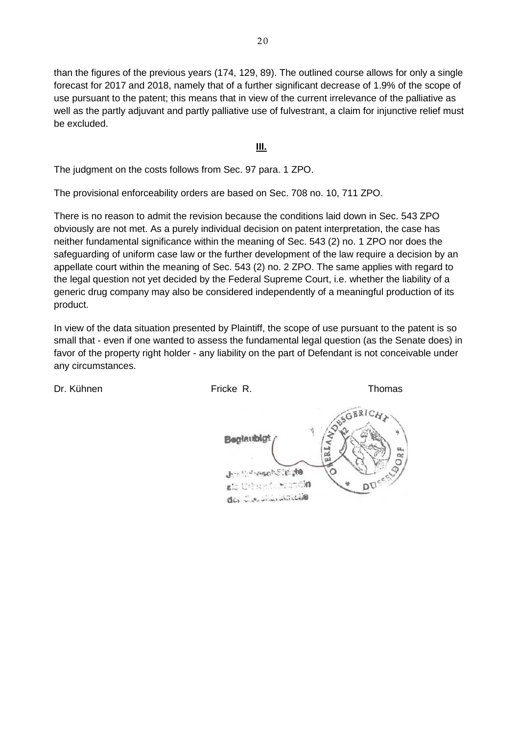than the figures of the previous years (174, 129, 89). The outlined course allows for only a single forecast for 2017 and 2018, namely that of a further significant decrease of 1.9% of the scope of use pursuant to the patent; this means that in view of the current irrelevance of the palliative as well as the partly adjuvant and partly palliative use of fulvestrant, a claim for injunctive relief must be excluded.

**III.**

The judgment on the costs follows from Sec. 97 para. 1 ZPO.

The provisional enforceability orders are based on Sec. 708 no. 10, 711 ZPO.

There is no reason to admit the revision because the conditions laid down in Sec. 543 ZPO obviously are not met. As a purely individual decision on patent interpretation, the case has neither fundamental significance within the meaning of Sec. 543 (2) no. 1 ZPO nor does the safeguarding of uniform case law or the further development of the law require a decision by an appellate court within the meaning of Sec. 543 (2) no. 2 ZPO. The same applies with regard to the legal question not yet decided by the Federal Supreme Court, i.e. whether the liability of a generic drug company may also be considered independently of a meaningful production of its product.

In view of the data situation presented by Plaintiff, the scope of use pursuant to the patent is so small that - even if one wanted to assess the fundamental legal question (as the Senate does) in favor of the property right holder - any liability on the part of Defendant is not conceivable under any circumstances.

Dr. Kühnen Fricke R. Thomas

Beglaubigt

OBERLANDESGERICHT DÜSSELDORF